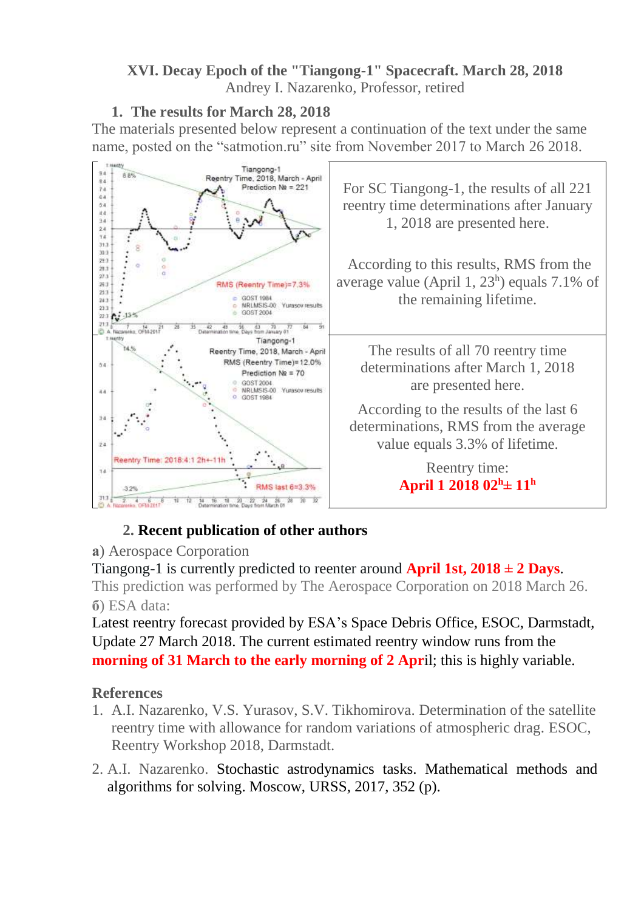# XVI. Decay Epoch of the "Tiangong-1" Spacecraft. March 28, 2018

Andrey I. Nazarenko, Professor, retired

## 1. The results for March 28, 2018

The materials presented below represent a continuation of the text under the same name, posted on the "satmotion.ru" site from November 2017 to March 26 2018.

For SC Tiangong-1, the results of all 221 reentry time determinations after January 1, 2018 are presented here.

According to this results, RMS from the average value (April 1, $23^h$) equals 7.1% of the remaining lifetime.

The results of all 70 reentry time determinations after March 1, 2018 are presented here.

According to the results of the last 6 determinations, RMS from the average value equals 3.3% of lifetime.

Reentry time:
**April 1 2018 $02^h \pm 11^h$**

## 2. Recent publication of other authors

**a**) Aerospace Corporation

Tiangong-1 is currently predicted to reenter around **April 1st, 2018 ± 2 Days**.

This prediction was performed by The Aerospace Corporation on 2018 March 26.

**б**) ESA data:

Latest reentry forecast provided by ESA's Space Debris Office, ESOC, Darmstadt, Update 27 March 2018. The current estimated reentry window runs from the **morning of 31 March to the early morning of 2 Apr**il; this is highly variable.

### References

1. A.I. Nazarenko, V.S. Yurasov, S.V. Tikhomirova. Determination of the satellite reentry time with allowance for random variations of atmospheric drag. ESOC, Reentry Workshop 2018, Darmstadt.
2. A.I. Nazarenko. Stochastic astrodynamics tasks. Mathematical methods and algorithms for solving. Moscow, URSS, 2017, 352 (p).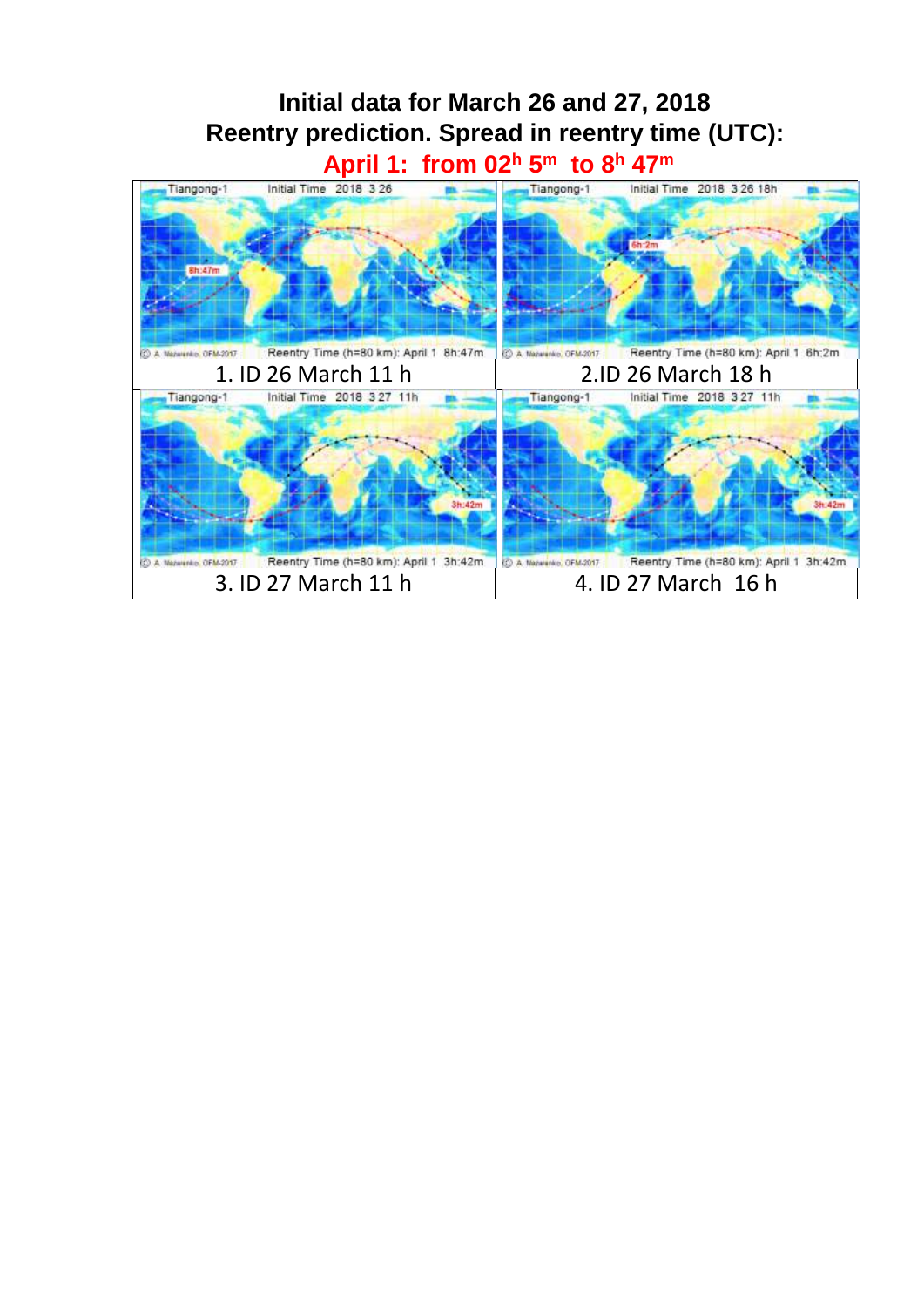# Initial data for March 26 and 27, 2018
## Reentry prediction. Spread in reentry time (UTC):
**April 1: from $02^h\ 5^m$ to $8^h\ 47^m$**

Tiangong-1 Initial Time 2018 3 26
8h:47m
© A. Nazarenko, OFM-2017 Reentry Time (h=80 km): April 1 8h:47m

1. ID 26 March 11 h

Tiangong-1 Initial Time 2018 3 26 18h
6h:2m
© A. Nazarenko, OFM-2017 Reentry Time (h=80 km): April 1 6h:2m

2.ID 26 March 18 h

Tiangong-1 Initial Time 2018 3 27 11h
3h:42m
© A. Nazarenko, OFM-2017 Reentry Time (h=80 km): April 1 3h:42m

3. ID 27 March 11 h

Tiangong-1 Initial Time 2018 3 27 11h
3h:42m
© A. Nazarenko, OFM-2017 Reentry Time (h=80 km): April 1 3h:42m

4. ID 27 March 16 h